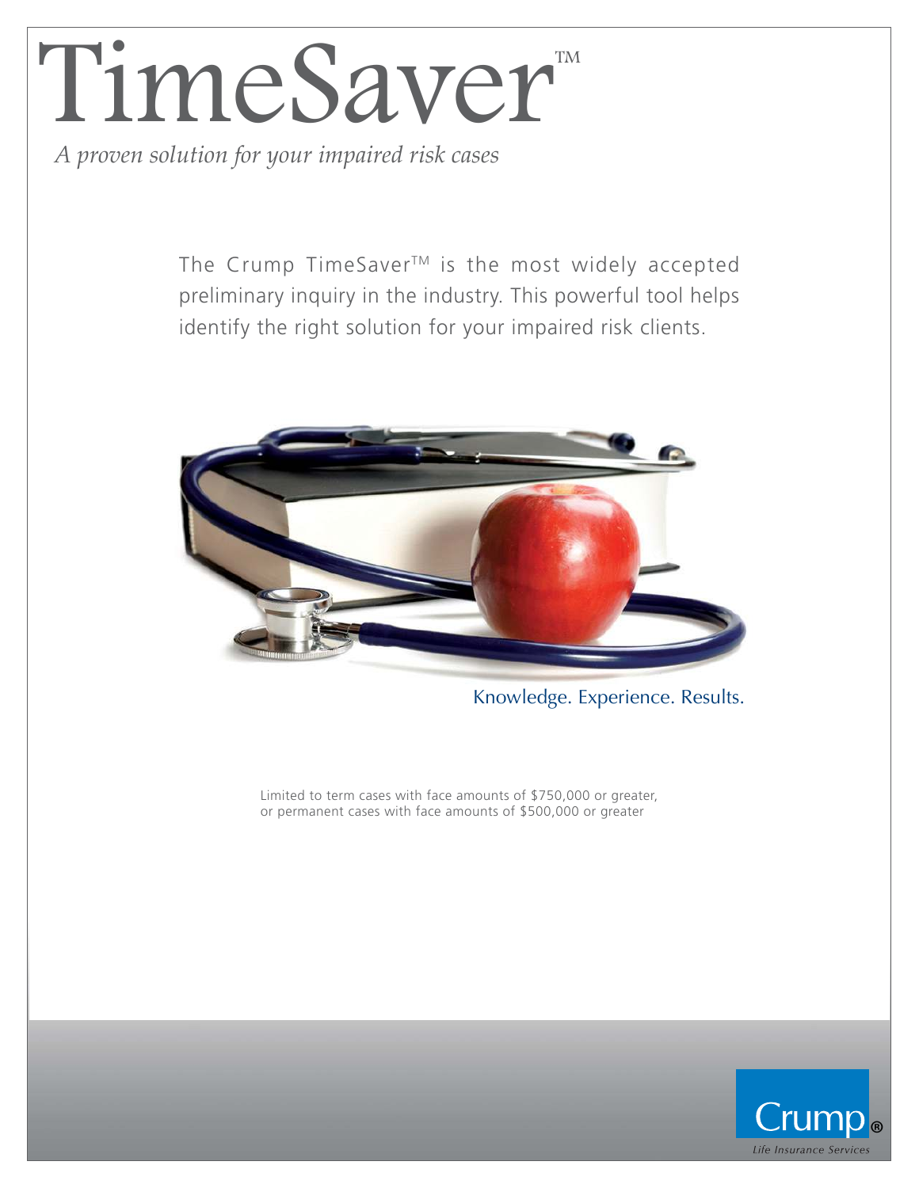# TimeSaver™

*A proven solution for your impaired risk cases*

The Crump TimeSaver™ is the most widely accepted preliminary inquiry in the industry. This powerful tool helps identify the right solution for your impaired risk clients.

Knowledge. Experience. Results.

Limited to term cases with face amounts of $750,000 or greater, or permanent cases with face amounts of $500,000 or greater

Crump®

*Life Insurance Services*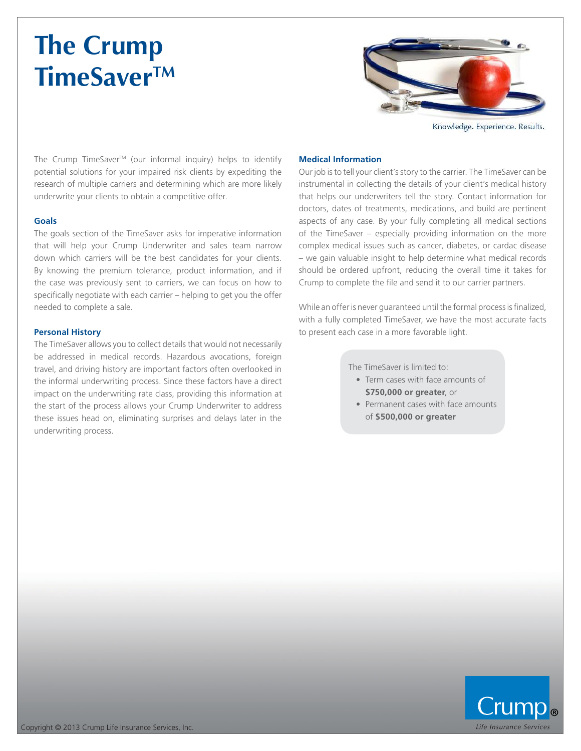# The Crump TimeSaver™

Knowledge. Experience. Results.

The Crump TimeSaver™ (our informal inquiry) helps to identify potential solutions for your impaired risk clients by expediting the research of multiple carriers and determining which are more likely underwrite your clients to obtain a competitive offer.

### Goals

The goals section of the TimeSaver asks for imperative information that will help your Crump Underwriter and sales team narrow down which carriers will be the best candidates for your clients. By knowing the premium tolerance, product information, and if the case was previously sent to carriers, we can focus on how to specifically negotiate with each carrier – helping to get you the offer needed to complete a sale.

### Personal History

The TimeSaver allows you to collect details that would not necessarily be addressed in medical records. Hazardous avocations, foreign travel, and driving history are important factors often overlooked in the informal underwriting process. Since these factors have a direct impact on the underwriting rate class, providing this information at the start of the process allows your Crump Underwriter to address these issues head on, eliminating surprises and delays later in the underwriting process.

### Medical Information

Our job is to tell your client's story to the carrier. The TimeSaver can be instrumental in collecting the details of your client's medical history that helps our underwriters tell the story. Contact information for doctors, dates of treatments, medications, and build are pertinent aspects of any case. By your fully completing all medical sections of the TimeSaver – especially providing information on the more complex medical issues such as cancer, diabetes, or cardac disease – we gain valuable insight to help determine what medical records should be ordered upfront, reducing the overall time it takes for Crump to complete the file and send it to our carrier partners.

While an offer is never guaranteed until the formal process is finalized, with a fully completed TimeSaver, we have the most accurate facts to present each case in a more favorable light.

The TimeSaver is limited to:

- Term cases with face amounts of **$750,000 or greater**, or
- Permanent cases with face amounts of **$500,000 or greater**

Copyright © 2013 Crump Life Insurance Services, Inc.

Crump® *Life Insurance Services*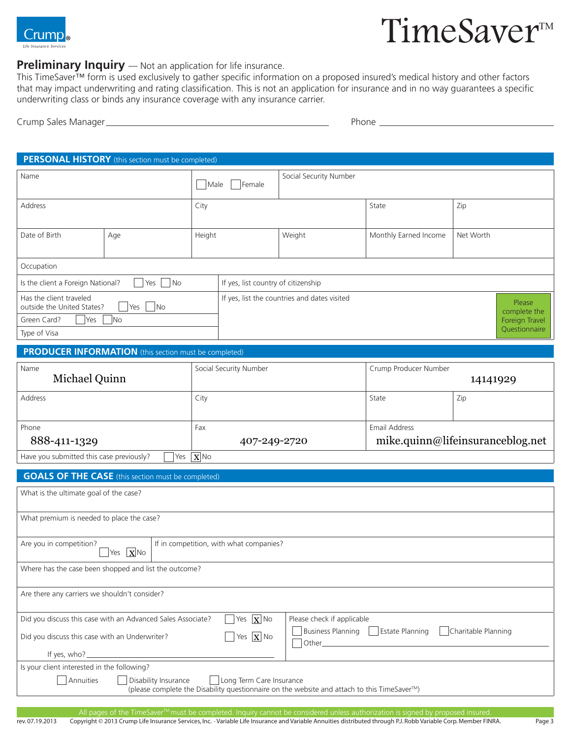Crump® Life Insurance Services

# TimeSaver™

## Preliminary Inquiry — Not an application for life insurance.

This TimeSaver™ form is used exclusively to gather specific information on a proposed insured's medical history and other factors that may impact underwriting and rating classification. This is not an application for insurance and in no way guarantees a specific underwriting class or binds any insurance carrier.

Crump Sales Manager ______________________ Phone ______________________

## PERSONAL HISTORY (this section must be completed)

| Name | | ☐ Male ☐ Female | Social Security Number | | |
|---|---|---|---|---|---|
| Address | | City | | State | Zip |
| Date of Birth | Age | Height | Weight | Monthly Earned Income | Net Worth |

Occupation

Is the client a Foreign National? ☐ Yes ☐ No — If yes, list country of citizenship

Has the client traveled outside the United States? ☐ Yes ☐ No — If yes, list the countries and dates visited

Green Card? ☐ Yes ☐ No

Type of Visa

Please complete the Foreign Travel Questionnaire

## PRODUCER INFORMATION (this section must be completed)

| Name | Social Security Number | Crump Producer Number | |
|---|---|---|---|
| Michael Quinn | | 14141929 | |
| Address | City | State | Zip |
| | | | |
| Phone | Fax | Email Address | |
| 888-411-1329 | 407-249-2720 | mike.quinn@lifeinsuranceblog.net | |

Have you submitted this case previously? ☐ Yes ☒ No

## GOALS OF THE CASE (this section must be completed)

What is the ultimate goal of the case?

What premium is needed to place the case?

Are you in competition? ☐ Yes ☒ No — If in competition, with what companies?

Where has the case been shopped and list the outcome?

Are there any carriers we shouldn't consider?

Did you discuss this case with an Advanced Sales Associate? ☐ Yes ☒ No

Did you discuss this case with an Underwriter? ☐ Yes ☒ No

If yes, who? ______________________

Please check if applicable: ☐ Business Planning ☐ Estate Planning ☐ Charitable Planning ☐ Other______________________

Is your client interested in the following?

☐ Annuities ☐ Disability Insurance ☐ Long Term Care Insurance
(please complete the Disability questionnaire on the website and attach to this TimeSaver™)

All pages of the TimeSaver™ must be completed. Inquiry cannot be considered unless authorization is signed by proposed insured.

rev. 07.19.2013 Copyright © 2013 Crump Life Insurance Services, Inc. · Variable Life Insurance and Variable Annuities distributed through P.J. Robb Variable Corp. Member FINRA.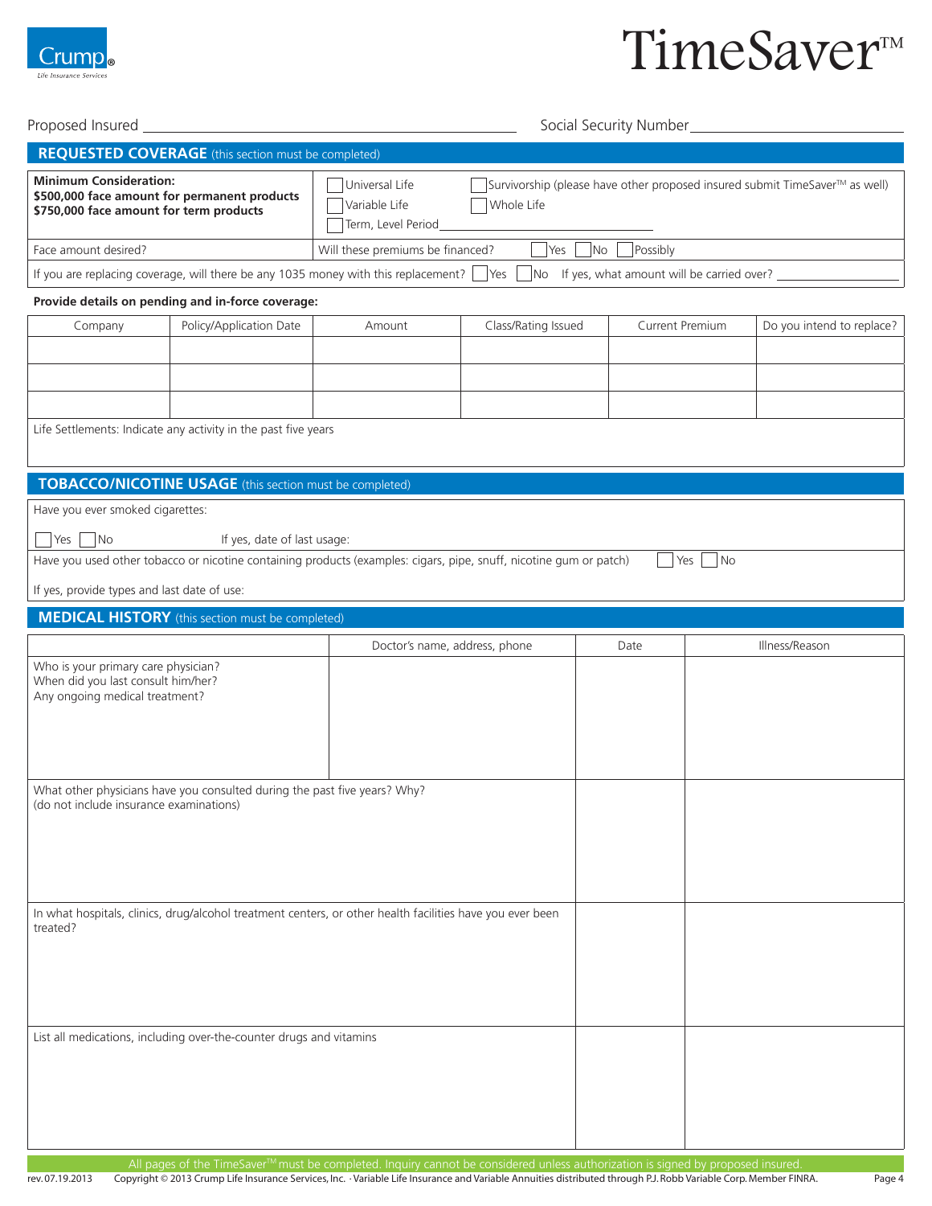Crump® Life Insurance Services

# TimeSaver™

Proposed Insured ______________________________ Social Security Number ______________________

## REQUESTED COVERAGE (this section must be completed)

| **Minimum Consideration:** **$500,000 face amount for permanent products** **$750,000 face amount for term products** | ☐ Universal Life ☐ Variable Life ☐ Term, Level Period________ | ☐ Survivorship (please have other proposed insured submit TimeSaver™ as well) ☐ Whole Life |
|---|---|---|
| Face amount desired? | Will these premiums be financed? ☐ Yes ☐ No ☐ Possibly | |

If you are replacing coverage, will there be any 1035 money with this replacement? ☐ Yes ☐ No If yes, what amount will be carried over? ________

**Provide details on pending and in-force coverage:**

| Company | Policy/Application Date | Amount | Class/Rating Issued | Current Premium | Do you intend to replace? |
|---|---|---|---|---|---|
| | | | | | |
| | | | | | |
| | | | | | |

Life Settlements: Indicate any activity in the past five years

## TOBACCO/NICOTINE USAGE (this section must be completed)

Have you ever smoked cigarettes:

☐ Yes ☐ No If yes, date of last usage:

Have you used other tobacco or nicotine containing products (examples: cigars, pipe, snuff, nicotine gum or patch) ☐ Yes ☐ No

If yes, provide types and last date of use:

## MEDICAL HISTORY (this section must be completed)

| | Doctor's name, address, phone | Date | Illness/Reason |
|---|---|---|---|
| Who is your primary care physician? When did you last consult him/her? Any ongoing medical treatment? | | | |
| What other physicians have you consulted during the past five years? Why? (do not include insurance examinations) | | | |
| In what hospitals, clinics, drug/alcohol treatment centers, or other health facilities have you ever been treated? | | | |
| List all medications, including over-the-counter drugs and vitamins | | | |

All pages of the TimeSaver™ must be completed. Inquiry cannot be considered unless authorization is signed by proposed insured.

rev. 07.19.2013 Copyright © 2013 Crump Life Insurance Services, Inc. · Variable Life Insurance and Variable Annuities distributed through P.J. Robb Variable Corp. Member FINRA.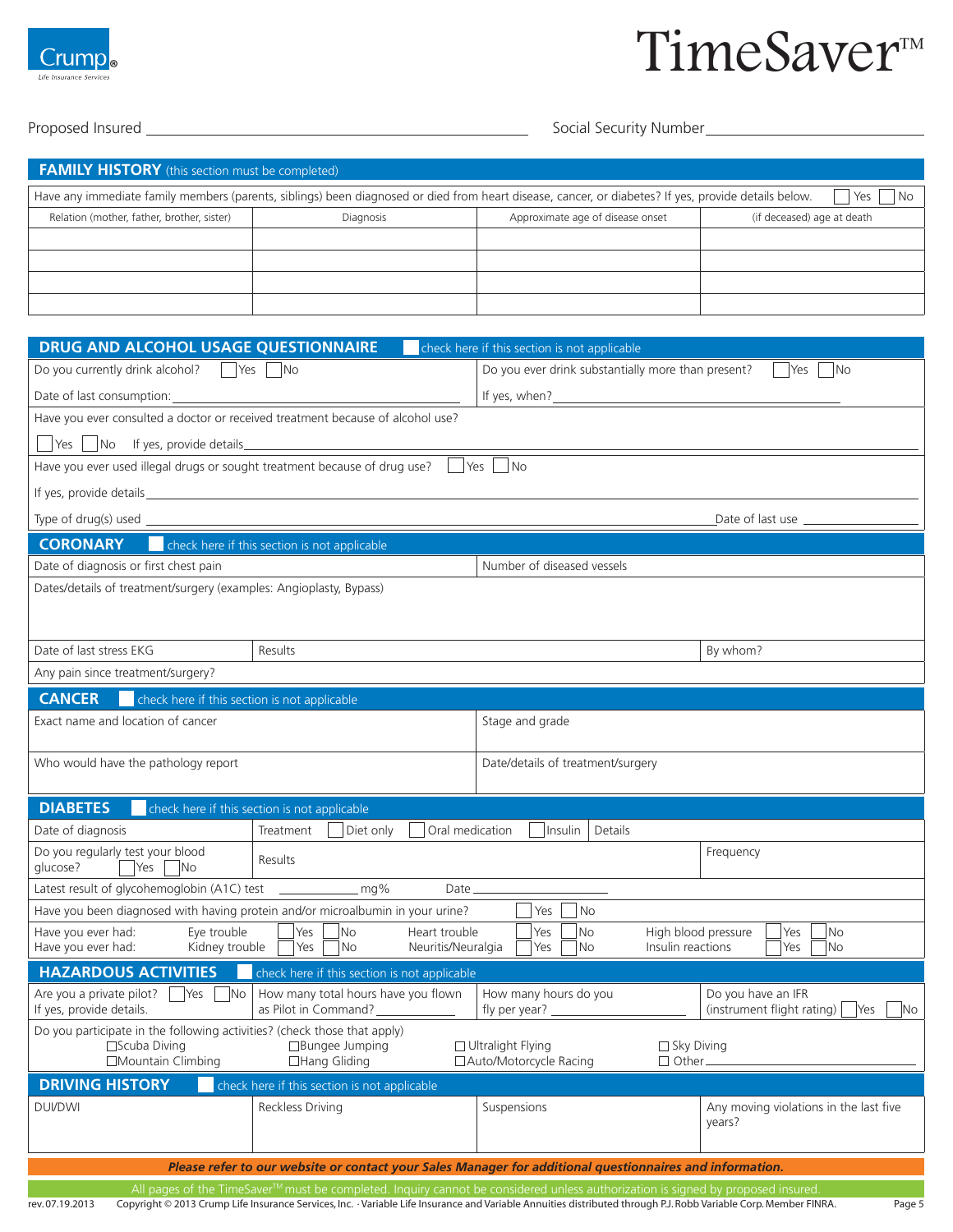Crump® Life Insurance Services

# TimeSaver™

Proposed Insured ______________________________ Social Security Number ______________________

## FAMILY HISTORY (this section must be completed)

Have any immediate family members (parents, siblings) been diagnosed or died from heart disease, cancer, or diabetes? If yes, provide details below. ☐ Yes ☐ No

| Relation (mother, father, brother, sister) | Diagnosis | Approximate age of disease onset | (if deceased) age at death |
|---|---|---|---|
| | | | |
| | | | |
| | | | |
| | | | |

## DRUG AND ALCOHOL USAGE QUESTIONNAIRE ☐ check here if this section is not applicable

Do you currently drink alcohol? ☐ Yes ☐ No

Do you ever drink substantially more than present? ☐ Yes ☐ No

Date of last consumption: ______________________

If yes, when? ______________________

Have you ever consulted a doctor or received treatment because of alcohol use?

☐ Yes ☐ No If yes, provide details ______________________

Have you ever used illegal drugs or sought treatment because of drug use? ☐ Yes ☐ No

If yes, provide details ______________________

Type of drug(s) used ______________________ Date of last use ______________________

## CORONARY ☐ check here if this section is not applicable

| Date of diagnosis or first chest pain | | Number of diseased vessels | |
|---|---|---|---|
| Dates/details of treatment/surgery (examples: Angioplasty, Bypass) | | | |
| Date of last stress EKG | Results | | By whom? |
| Any pain since treatment/surgery? | | | |

## CANCER ☐ check here if this section is not applicable

| Exact name and location of cancer | Stage and grade |
|---|---|
| Who would have the pathology report | Date/details of treatment/surgery |

## DIABETES ☐ check here if this section is not applicable

Date of diagnosis ______ Treatment ☐ Diet only ☐ Oral medication ☐ Insulin Details ______

Do you regularly test your blood glucose? ☐ Yes ☐ No Results ______ Frequency ______

Latest result of glycohemoglobin (A1C) test __________ mg% Date __________

Have you been diagnosed with having protein and/or microalbumin in your urine? ☐ Yes ☐ No

Have you ever had: Eye trouble ☐ Yes ☐ No Heart trouble ☐ Yes ☐ No High blood pressure ☐ Yes ☐ No

Have you ever had: Kidney trouble ☐ Yes ☐ No Neuritis/Neuralgia ☐ Yes ☐ No Insulin reactions ☐ Yes ☐ No

## HAZARDOUS ACTIVITIES ☐ check here if this section is not applicable

Are you a private pilot? ☐ Yes ☐ No If yes, provide details.

How many total hours have you flown as Pilot in Command? ______

How many hours do you fly per year? ______

Do you have an IFR (instrument flight rating) ☐ Yes ☐ No

Do you participate in the following activities? (check those that apply)

☐ Scuba Diving ☐ Bungee Jumping ☐ Ultralight Flying ☐ Sky Diving
☐ Mountain Climbing ☐ Hang Gliding ☐ Auto/Motorcycle Racing ☐ Other ______

## DRIVING HISTORY ☐ check here if this section is not applicable

| DUI/DWI | Reckless Driving | Suspensions | Any moving violations in the last five years? |
|---|---|---|---|
| | | | |

***Please refer to our website or contact your Sales Manager for additional questionnaires and information.***

All pages of the TimeSaver™ must be completed. Inquiry cannot be considered unless authorization is signed by proposed insured.

rev. 07.19.2013 Copyright © 2013 Crump Life Insurance Services, Inc. · Variable Life Insurance and Variable Annuities distributed through P.J. Robb Variable Corp. Member FINRA.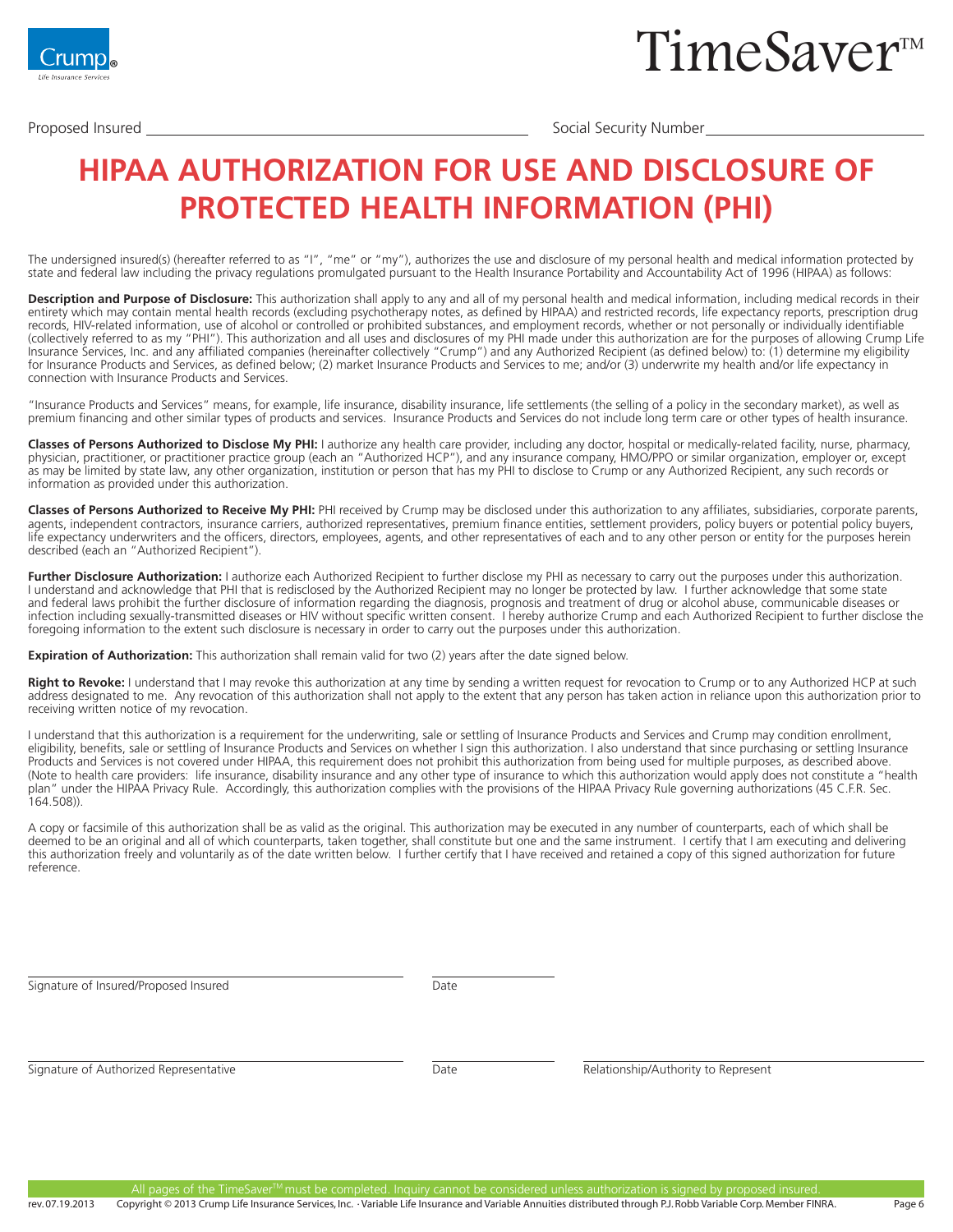Crump® Life Insurance Services

TimeSaver™

Proposed Insured \_\_\_\_\_\_\_\_\_\_\_\_\_\_\_\_\_\_\_\_\_\_\_\_\_\_\_\_\_\_ Social Security Number \_\_\_\_\_\_\_\_\_\_\_\_\_\_\_\_\_\_\_\_

# HIPAA AUTHORIZATION FOR USE AND DISCLOSURE OF PROTECTED HEALTH INFORMATION (PHI)

The undersigned insured(s) (hereafter referred to as "I", "me" or "my"), authorizes the use and disclosure of my personal health and medical information protected by state and federal law including the privacy regulations promulgated pursuant to the Health Insurance Portability and Accountability Act of 1996 (HIPAA) as follows:

**Description and Purpose of Disclosure:** This authorization shall apply to any and all of my personal health and medical information, including medical records in their entirety which may contain mental health records (excluding psychotherapy notes, as defined by HIPAA) and restricted records, life expectancy reports, prescription drug records, HIV-related information, use of alcohol or controlled or prohibited substances, and employment records, whether or not personally or individually identifiable (collectively referred to as my "PHI"). This authorization and all uses and disclosures of my PHI made under this authorization are for the purposes of allowing Crump Life Insurance Services, Inc. and any affiliated companies (hereinafter collectively "Crump") and any Authorized Recipient (as defined below) to: (1) determine my eligibility for Insurance Products and Services, as defined below; (2) market Insurance Products and Services to me; and/or (3) underwrite my health and/or life expectancy in connection with Insurance Products and Services.

"Insurance Products and Services" means, for example, life insurance, disability insurance, life settlements (the selling of a policy in the secondary market), as well as premium financing and other similar types of products and services. Insurance Products and Services do not include long term care or other types of health insurance.

**Classes of Persons Authorized to Disclose My PHI:** I authorize any health care provider, including any doctor, hospital or medically-related facility, nurse, pharmacy, physician, practitioner, or practitioner practice group (each an "Authorized HCP"), and any insurance company, HMO/PPO or similar organization, employer or, except as may be limited by state law, any other organization, institution or person that has my PHI to disclose to Crump or any Authorized Recipient, any such records or information as provided under this authorization.

**Classes of Persons Authorized to Receive My PHI:** PHI received by Crump may be disclosed under this authorization to any affiliates, subsidiaries, corporate parents, agents, independent contractors, insurance carriers, authorized representatives, premium finance entities, settlement providers, policy buyers or potential policy buyers, life expectancy underwriters and the officers, directors, employees, agents, and other representatives of each and to any other person or entity for the purposes herein described (each an "Authorized Recipient").

**Further Disclosure Authorization:** I authorize each Authorized Recipient to further disclose my PHI as necessary to carry out the purposes under this authorization. I understand and acknowledge that PHI that is redisclosed by the Authorized Recipient may no longer be protected by law. I further acknowledge that some state and federal laws prohibit the further disclosure of information regarding the diagnosis, prognosis and treatment of drug or alcohol abuse, communicable diseases or infection including sexually-transmitted diseases or HIV without specific written consent. I hereby authorize Crump and each Authorized Recipient to further disclose the foregoing information to the extent such disclosure is necessary in order to carry out the purposes under this authorization.

**Expiration of Authorization:** This authorization shall remain valid for two (2) years after the date signed below.

**Right to Revoke:** I understand that I may revoke this authorization at any time by sending a written request for revocation to Crump or to any Authorized HCP at such address designated to me. Any revocation of this authorization shall not apply to the extent that any person has taken action in reliance upon this authorization prior to receiving written notice of my revocation.

I understand that this authorization is a requirement for the underwriting, sale or settling of Insurance Products and Services and Crump may condition enrollment, eligibility, benefits, sale or settling of Insurance Products and Services on whether I sign this authorization. I also understand that since purchasing or settling Insurance Products and Services is not covered under HIPAA, this requirement does not prohibit this authorization from being used for multiple purposes, as described above. (Note to health care providers: life insurance, disability insurance and any other type of insurance to which this authorization would apply does not constitute a "health plan" under the HIPAA Privacy Rule. Accordingly, this authorization complies with the provisions of the HIPAA Privacy Rule governing authorizations (45 C.F.R. Sec. 164.508)).

A copy or facsimile of this authorization shall be as valid as the original. This authorization may be executed in any number of counterparts, each of which shall be deemed to be an original and all of which counterparts, taken together, shall constitute but one and the same instrument. I certify that I am executing and delivering this authorization freely and voluntarily as of the date written below. I further certify that I have received and retained a copy of this signed authorization for future reference.

\_\_\_\_\_\_\_\_\_\_\_\_\_\_\_\_\_\_\_\_\_\_\_\_\_\_\_\_\_\_ \_\_\_\_\_\_\_\_\_\_\_\_
Signature of Insured/Proposed Insured Date

\_\_\_\_\_\_\_\_\_\_\_\_\_\_\_\_\_\_\_\_\_\_\_\_\_\_\_\_\_\_ \_\_\_\_\_\_\_\_\_\_\_\_ \_\_\_\_\_\_\_\_\_\_\_\_\_\_\_\_\_\_\_\_\_\_\_\_
Signature of Authorized Representative Date Relationship/Authority to Represent

All pages of the TimeSaver™ must be completed. Inquiry cannot be considered unless authorization is signed by proposed insured.

rev. 07.19.2013 Copyright © 2013 Crump Life Insurance Services, Inc. · Variable Life Insurance and Variable Annuities distributed through P.J. Robb Variable Corp. Member FINRA.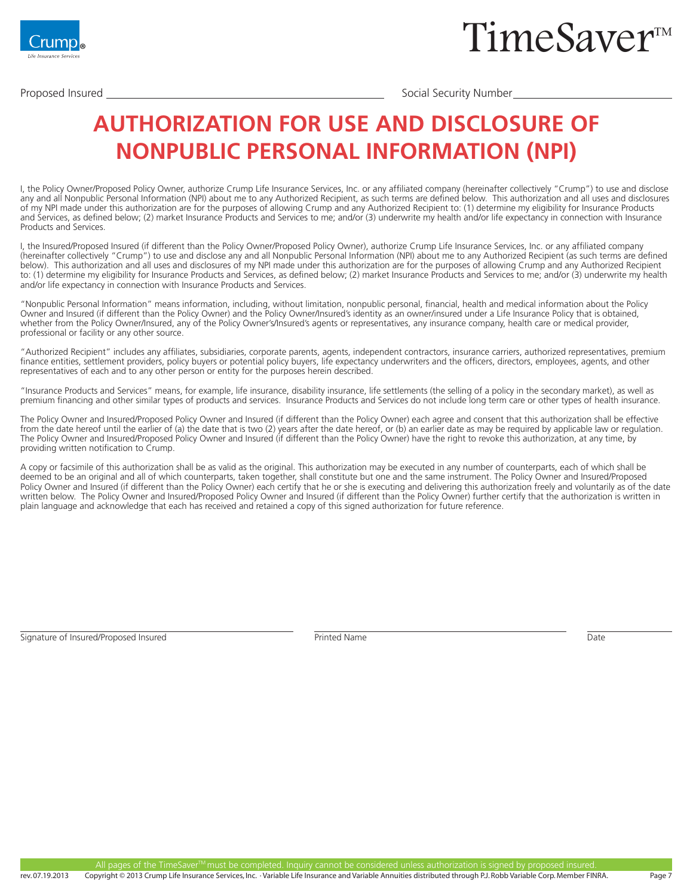Crump® Life Insurance Services

# TimeSaver™

Proposed Insured ______________________________ Social Security Number ______________________

# AUTHORIZATION FOR USE AND DISCLOSURE OF NONPUBLIC PERSONAL INFORMATION (NPI)

I, the Policy Owner/Proposed Policy Owner, authorize Crump Life Insurance Services, Inc. or any affiliated company (hereinafter collectively "Crump") to use and disclose any and all Nonpublic Personal Information (NPI) about me to any Authorized Recipient, as such terms are defined below. This authorization and all uses and disclosures of my NPI made under this authorization are for the purposes of allowing Crump and any Authorized Recipient to: (1) determine my eligibility for Insurance Products and Services, as defined below; (2) market Insurance Products and Services to me; and/or (3) underwrite my health and/or life expectancy in connection with Insurance Products and Services.

I, the Insured/Proposed Insured (if different than the Policy Owner/Proposed Policy Owner), authorize Crump Life Insurance Services, Inc. or any affiliated company (hereinafter collectively "Crump") to use and disclose any and all Nonpublic Personal Information (NPI) about me to any Authorized Recipient (as such terms are defined below). This authorization and all uses and disclosures of my NPI made under this authorization are for the purposes of allowing Crump and any Authorized Recipient to: (1) determine my eligibility for Insurance Products and Services, as defined below; (2) market Insurance Products and Services to me; and/or (3) underwrite my health and/or life expectancy in connection with Insurance Products and Services.

"Nonpublic Personal Information" means information, including, without limitation, nonpublic personal, financial, health and medical information about the Policy Owner and Insured (if different than the Policy Owner) and the Policy Owner/Insured's identity as an owner/insured under a Life Insurance Policy that is obtained, whether from the Policy Owner/Insured, any of the Policy Owner's/Insured's agents or representatives, any insurance company, health care or medical provider, professional or facility or any other source.

"Authorized Recipient" includes any affiliates, subsidiaries, corporate parents, agents, independent contractors, insurance carriers, authorized representatives, premium finance entities, settlement providers, policy buyers or potential policy buyers, life expectancy underwriters and the officers, directors, employees, agents, and other representatives of each and to any other person or entity for the purposes herein described.

"Insurance Products and Services" means, for example, life insurance, disability insurance, life settlements (the selling of a policy in the secondary market), as well as premium financing and other similar types of products and services. Insurance Products and Services do not include long term care or other types of health insurance.

The Policy Owner and Insured/Proposed Policy Owner and Insured (if different than the Policy Owner) each agree and consent that this authorization shall be effective from the date hereof until the earlier of (a) the date that is two (2) years after the date hereof, or (b) an earlier date as may be required by applicable law or regulation. The Policy Owner and Insured/Proposed Policy Owner and Insured (if different than the Policy Owner) have the right to revoke this authorization, at any time, by providing written notification to Crump.

A copy or facsimile of this authorization shall be as valid as the original. This authorization may be executed in any number of counterparts, each of which shall be deemed to be an original and all of which counterparts, taken together, shall constitute but one and the same instrument. The Policy Owner and Insured/Proposed Policy Owner and Insured (if different than the Policy Owner) each certify that he or she is executing and delivering this authorization freely and voluntarily as of the date written below. The Policy Owner and Insured/Proposed Policy Owner and Insured (if different than the Policy Owner) further certify that the authorization is written in plain language and acknowledge that each has received and retained a copy of this signed authorization for future reference.

______________________________ ______________________________ ____________

Signature of Insured/Proposed Insured Printed Name Date

All pages of the TimeSaver™ must be completed. Inquiry cannot be considered unless authorization is signed by proposed insured.

rev. 07.19.2013 Copyright © 2013 Crump Life Insurance Services, Inc. · Variable Life Insurance and Variable Annuities distributed through P.J. Robb Variable Corp. Member FINRA.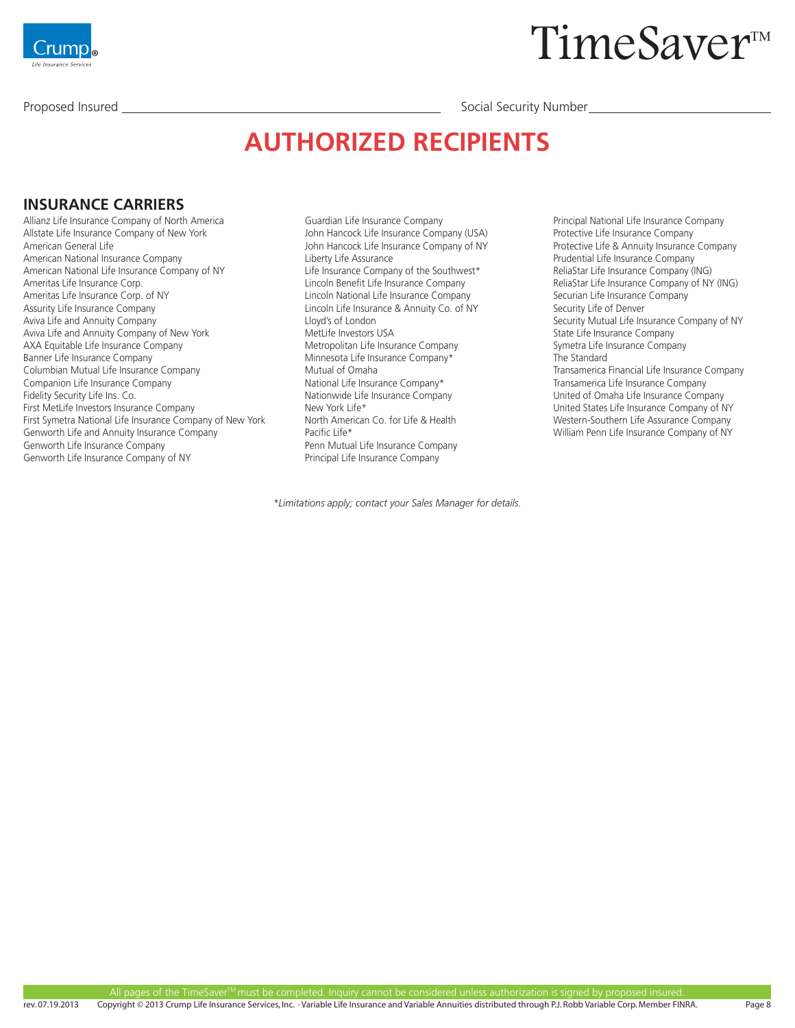Proposed Insured ______________________________ Social Security Number ______________________

# AUTHORIZED RECIPIENTS

## INSURANCE CARRIERS

Allianz Life Insurance Company of North America
Allstate Life Insurance Company of New York
American General Life
American National Insurance Company
American National Life Insurance Company of NY
Ameritas Life Insurance Corp.
Ameritas Life Insurance Corp. of NY
Assurity Life Insurance Company
Aviva Life and Annuity Company
Aviva Life and Annuity Company of New York
AXA Equitable Life Insurance Company
Banner Life Insurance Company
Columbian Mutual Life Insurance Company
Companion Life Insurance Company
Fidelity Security Life Ins. Co.
First MetLife Investors Insurance Company
First Symetra National Life Insurance Company of New York
Genworth Life and Annuity Insurance Company
Genworth Life Insurance Company
Genworth Life Insurance Company of NY
Guardian Life Insurance Company
John Hancock Life Insurance Company (USA)
John Hancock Life Insurance Company of NY
Liberty Life Assurance
Life Insurance Company of the Southwest*
Lincoln Benefit Life Insurance Company
Lincoln National Life Insurance Company
Lincoln Life Insurance & Annuity Co. of NY
Lloyd's of London
MetLife Investors USA
Metropolitan Life Insurance Company
Minnesota Life Insurance Company*
Mutual of Omaha
National Life Insurance Company*
Nationwide Life Insurance Company
New York Life*
North American Co. for Life & Health
Pacific Life*
Penn Mutual Life Insurance Company
Principal Life Insurance Company
Principal National Life Insurance Company
Protective Life Insurance Company
Protective Life & Annuity Insurance Company
Prudential Life Insurance Company
ReliaStar Life Insurance Company (ING)
ReliaStar Life Insurance Company of NY (ING)
Securian Life Insurance Company
Security Life of Denver
Security Mutual Life Insurance Company of NY
State Life Insurance Company
Symetra Life Insurance Company
The Standard
Transamerica Financial Life Insurance Company
Transamerica Life Insurance Company
United of Omaha Life Insurance Company
United States Life Insurance Company of NY
Western-Southern Life Assurance Company
William Penn Life Insurance Company of NY

*\*Limitations apply; contact your Sales Manager for details.*

All pages of the TimeSaver™ must be completed. Inquiry cannot be considered unless authorization is signed by proposed insured.